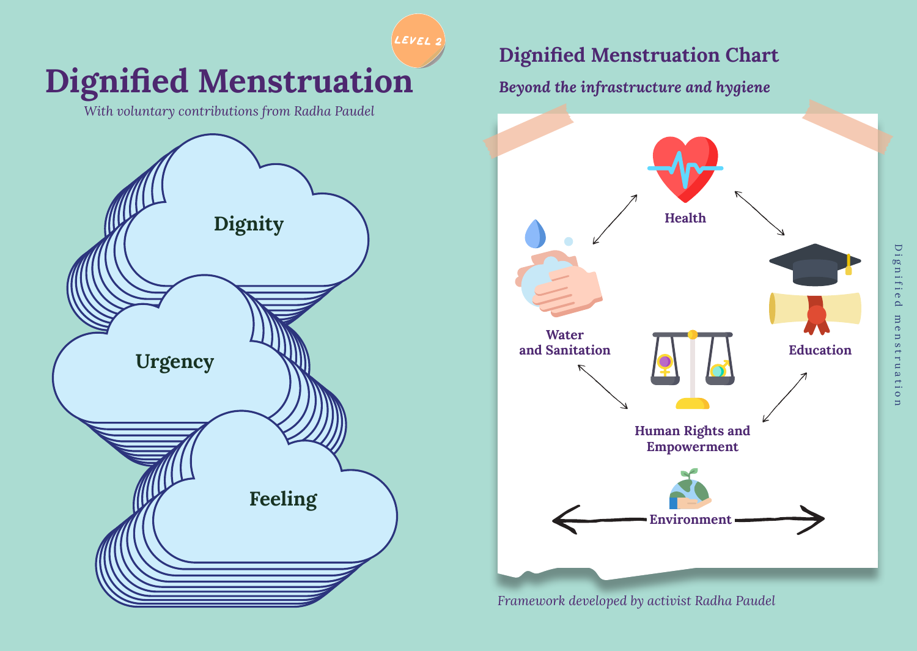LEVEL 2

# Dignified Menstruation

*With voluntary contributions from Radha Paudel*

Dignity

Urgency

Feeling

## Dignified Menstruation Chart

***Beyond the infrastructure and hygiene***

Health

Water and Sanitation

Education

Human Rights and Empowerment

Environment

*Framework developed by activist Radha Paudel*

Dignified menstruation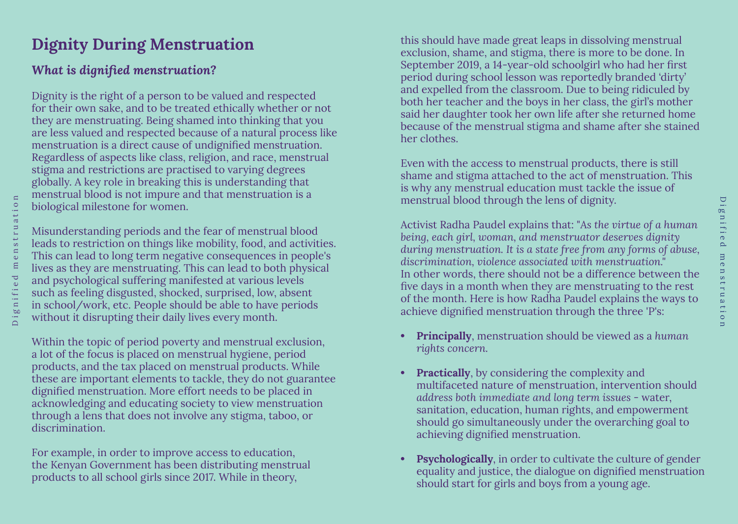# Dignity During Menstruation

### *What is dignified menstruation?*

Dignity is the right of a person to be valued and respected for their own sake, and to be treated ethically whether or not they are menstruating. Being shamed into thinking that you are less valued and respected because of a natural process like menstruation is a direct cause of undignified menstruation. Regardless of aspects like class, religion, and race, menstrual stigma and restrictions are practised to varying degrees globally. A key role in breaking this is understanding that menstrual blood is not impure and that menstruation is a biological milestone for women.

Misunderstanding periods and the fear of menstrual blood leads to restriction on things like mobility, food, and activities. This can lead to long term negative consequences in people's lives as they are menstruating. This can lead to both physical and psychological suffering manifested at various levels such as feeling disgusted, shocked, surprised, low, absent in school/work, etc. People should be able to have periods without it disrupting their daily lives every month.

Within the topic of period poverty and menstrual exclusion, a lot of the focus is placed on menstrual hygiene, period products, and the tax placed on menstrual products. While these are important elements to tackle, they do not guarantee dignified menstruation. More effort needs to be placed in acknowledging and educating society to view menstruation through a lens that does not involve any stigma, taboo, or discrimination.

For example, in order to improve access to education, the Kenyan Government has been distributing menstrual products to all school girls since 2017. While in theory, this should have made great leaps in dissolving menstrual exclusion, shame, and stigma, there is more to be done. In September 2019, a 14-year-old schoolgirl who had her first period during school lesson was reportedly branded 'dirty' and expelled from the classroom. Due to being ridiculed by both her teacher and the boys in her class, the girl's mother said her daughter took her own life after she returned home because of the menstrual stigma and shame after she stained her clothes.

Even with the access to menstrual products, there is still shame and stigma attached to the act of menstruation. This is why any menstrual education must tackle the issue of menstrual blood through the lens of dignity.

Activist Radha Paudel explains that: "*As the virtue of a human being, each girl, woman, and menstruator deserves dignity during menstruation. It is a state free from any forms of abuse, discrimination, violence associated with menstruation.*"
In other words, there should not be a difference between the five days in a month when they are menstruating to the rest of the month. Here is how Radha Paudel explains the ways to achieve dignified menstruation through the three 'P's:

- **Principally**, menstruation should be viewed as a *human rights concern.*
- **Practically**, by considering the complexity and multifaceted nature of menstruation, intervention should *address both immediate and long term issues* - water, sanitation, education, human rights, and empowerment should go simultaneously under the overarching goal to achieving dignified menstruation.
- **Psychologically**, in order to cultivate the culture of gender equality and justice, the dialogue on dignified menstruation should start for girls and boys from a young age.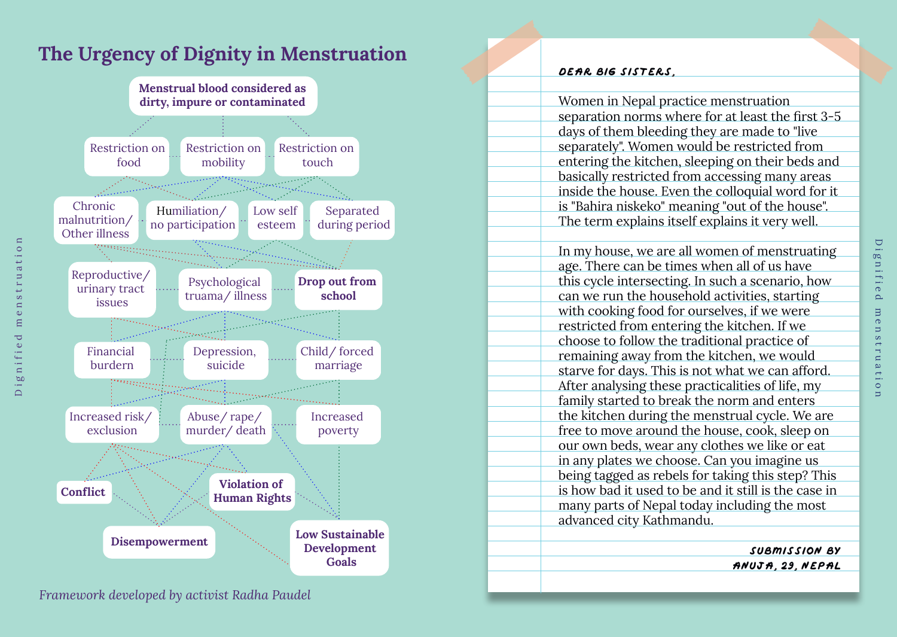# The Urgency of Dignity in Menstruation

- **Menstrual blood considered as dirty, impure or contaminated**
- Restriction on food
- Restriction on mobility
- Restriction on touch
- Chronic malnutrition/ Other illness
- Humiliation/ no participation
- Low self esteem
- Separated during period
- Reproductive/ urinary tract issues
- Psychological truama/ illness
- **Drop out from school**
- Financial burdern
- Depression, suicide
- Child/ forced marriage
- Increased risk/ exclusion
- Abuse/ rape/ murder/ death
- Increased poverty
- **Conflict**
- **Violation of Human Rights**
- **Disempowerment**
- **Low Sustainable Development Goals**

*Framework developed by activist Radha Paudel*

Dignified menstruation

DEAR BIG SISTERS,

Women in Nepal practice menstruation separation norms where for at least the first 3-5 days of them bleeding they are made to "live separately". Women would be restricted from entering the kitchen, sleeping on their beds and basically restricted from accessing many areas inside the house. Even the colloquial word for it is "Bahira niskeko" meaning "out of the house". The term explains itself explains it very well.

In my house, we are all women of menstruating age. There can be times when all of us have this cycle intersecting. In such a scenario, how can we run the household activities, starting with cooking food for ourselves, if we were restricted from entering the kitchen. If we choose to follow the traditional practice of remaining away from the kitchen, we would starve for days. This is not what we can afford. After analysing these practicalities of life, my family started to break the norm and enters the kitchen during the menstrual cycle. We are free to move around the house, cook, sleep on our own beds, wear any clothes we like or eat in any plates we choose. Can you imagine us being tagged as rebels for taking this step? This is how bad it used to be and it still is the case in many parts of Nepal today including the most advanced city Kathmandu.

SUBMISSION BY
ANUJA, 29, NEPAL

Dignified menstruation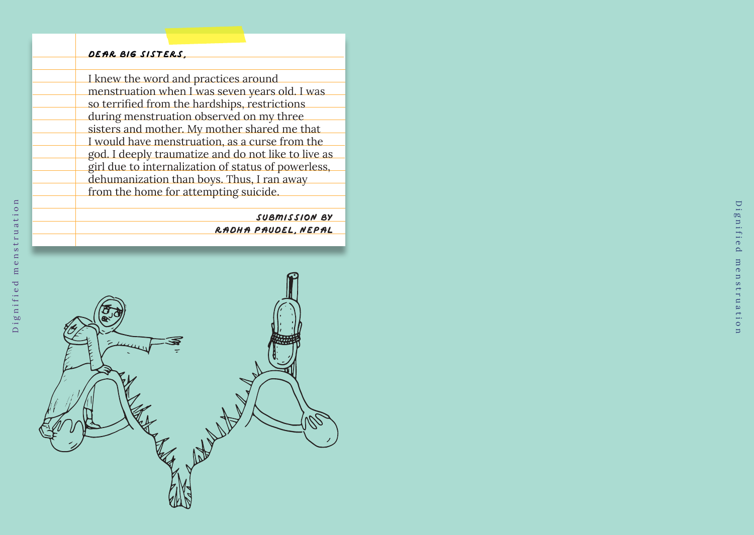DEAR BIG SISTERS,

I knew the word and practices around menstruation when I was seven years old. I was so terrified from the hardships, restrictions during menstruation observed on my three sisters and mother. My mother shared me that I would have menstruation, as a curse from the god. I deeply traumatize and do not like to live as girl due to internalization of status of powerless, dehumanization than boys. Thus, I ran away from the home for attempting suicide.

SUBMISSION BY
RADHA PAUDEL, NEPAL